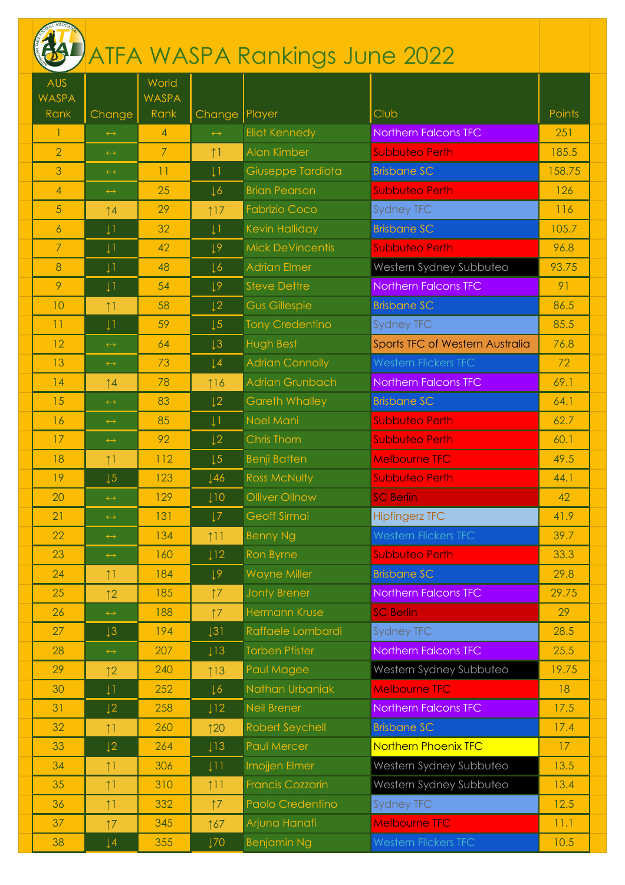# ATFA WASPA Rankings June 2022

| AUS WASPA Rank | Change | World WASPA Rank | Change | Player | Club | Points |
|---|---|---|---|---|---|---|
| 1 | ↔ | 4 | ↔ | Eliot Kennedy | Northern Falcons TFC | 251 |
| 2 | ↔ | 7 | ↑1 | Alan Kimber | Subbuteo Perth | 185.5 |
| 3 | ↔ | 11 | ↓1 | Giuseppe Tardiota | Brisbane SC | 158.75 |
| 4 | ↔ | 25 | ↓6 | Brian Pearson | Subbuteo Perth | 126 |
| 5 | ↑4 | 29 | ↑17 | Fabrizio Coco | Sydney TFC | 116 |
| 6 | ↓1 | 32 | ↓1 | Kevin Halliday | Brisbane SC | 105.7 |
| 7 | ↓1 | 42 | ↓9 | Mick DeVincentis | Subbuteo Perth | 96.8 |
| 8 | ↓1 | 48 | ↓6 | Adrian Elmer | Western Sydney Subbuteo | 93.75 |
| 9 | ↓1 | 54 | ↓9 | Steve Dettre | Northern Falcons TFC | 91 |
| 10 | ↑1 | 58 | ↓2 | Gus Gillespie | Brisbane SC | 86.5 |
| 11 | ↓1 | 59 | ↓5 | Tony Credentino | Sydney TFC | 85.5 |
| 12 | ↔ | 64 | ↓3 | Hugh Best | Sports TFC of Western Australia | 76.8 |
| 13 | ↔ | 73 | ↓4 | Adrian Connolly | Western Flickers TFC | 72 |
| 14 | ↑4 | 78 | ↑16 | Adrian Grunbach | Northern Falcons TFC | 69.1 |
| 15 | ↔ | 83 | ↓2 | Gareth Whalley | Brisbane SC | 64.1 |
| 16 | ↔ | 85 | ↓1 | Noel Mani | Subbuteo Perth | 62.7 |
| 17 | ↔ | 92 | ↓2 | Chris Thorn | Subbuteo Perth | 60.1 |
| 18 | ↑1 | 112 | ↓5 | Benji Batten | Melbourne TFC | 49.5 |
| 19 | ↓5 | 123 | ↓46 | Ross McNulty | Subbuteo Perth | 44.1 |
| 20 | ↔ | 129 | ↓10 | Olliver Ollnow | SC Berlin | 42 |
| 21 | ↔ | 131 | ↓7 | Geoff Sirmai | Hipfingerz TFC | 41.9 |
| 22 | ↔ | 134 | ↑11 | Benny Ng | Western Flickers TFC | 39.7 |
| 23 | ↔ | 160 | ↓12 | Ron Byrne | Subbuteo Perth | 33.3 |
| 24 | ↑1 | 184 | ↓9 | Wayne Miller | Brisbane SC | 29.8 |
| 25 | ↑2 | 185 | ↑7 | Jonty Brener | Northern Falcons TFC | 29.75 |
| 26 | ↔ | 188 | ↑7 | Hermann Kruse | SC Berlin | 29 |
| 27 | ↓3 | 194 | ↓31 | Raffaele Lombardi | Sydney TFC | 28.5 |
| 28 | ↔ | 207 | ↓13 | Torben Pfister | Northern Falcons TFC | 25.5 |
| 29 | ↑2 | 240 | ↑13 | Paul Magee | Western Sydney Subbuteo | 19.75 |
| 30 | ↓1 | 252 | ↓6 | Nathan Urbaniak | Melbourne TFC | 18 |
| 31 | ↓2 | 258 | ↓12 | Neil Brener | Northern Falcons TFC | 17.5 |
| 32 | ↑1 | 260 | ↑20 | Robert Seychell | Brisbane SC | 17.4 |
| 33 | ↓2 | 264 | ↓13 | Paul Mercer | Northern Phoenix TFC | 17 |
| 34 | ↑1 | 306 | ↓11 | Imojjen Elmer | Western Sydney Subbuteo | 13.5 |
| 35 | ↑1 | 310 | ↑11 | Francis Cozzarin | Western Sydney Subbuteo | 13.4 |
| 36 | ↑1 | 332 | ↑7 | Paolo Credentino | Sydney TFC | 12.5 |
| 37 | ↑7 | 345 | ↑67 | Arjuna Hanafi | Melbourne TFC | 11.1 |
| 38 | ↓4 | 355 | ↓70 | Benjamin Ng | Western Flickers TFC | 10.5 |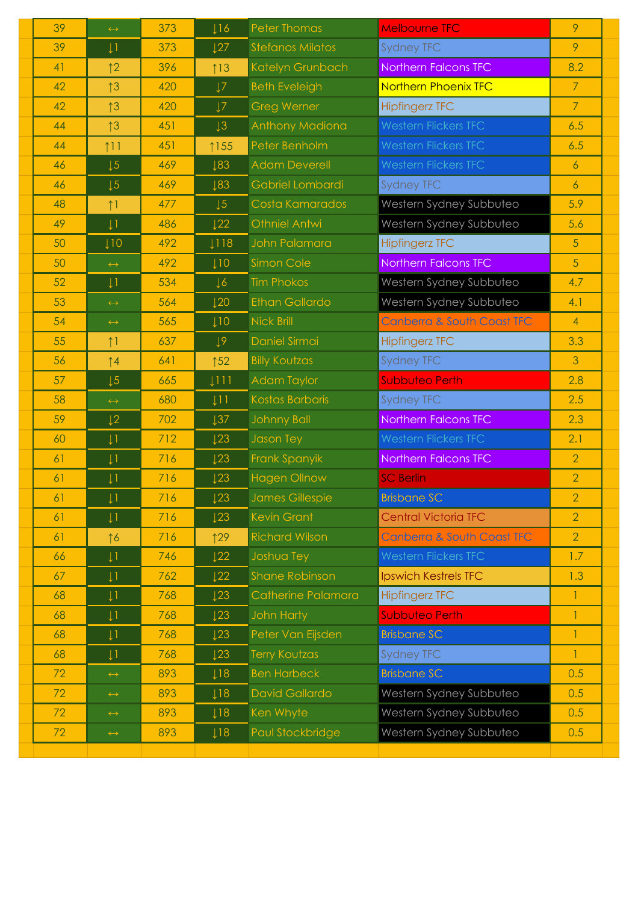| | | | | | | |
|---|---|---|---|---|---|---|
| 39 | ↔ | 373 | ↓16 | Peter Thomas | Melbourne TFC | 9 |
| 39 | ↓1 | 373 | ↓27 | Stefanos Milatos | Sydney TFC | 9 |
| 41 | ↑2 | 396 | ↑13 | Katelyn Grunbach | Northern Falcons TFC | 8.2 |
| 42 | ↑3 | 420 | ↓7 | Beth Eveleigh | Northern Phoenix TFC | 7 |
| 42 | ↑3 | 420 | ↓7 | Greg Werner | Hipfingerz TFC | 7 |
| 44 | ↑3 | 451 | ↓3 | Anthony Madiona | Western Flickers TFC | 6.5 |
| 44 | ↑11 | 451 | ↑155 | Peter Benholm | Western Flickers TFC | 6.5 |
| 46 | ↓5 | 469 | ↓83 | Adam Deverell | Western Flickers TFC | 6 |
| 46 | ↓5 | 469 | ↓83 | Gabriel Lombardi | Sydney TFC | 6 |
| 48 | ↑1 | 477 | ↓5 | Costa Kamarados | Western Sydney Subbuteo | 5.9 |
| 49 | ↓1 | 486 | ↓22 | Othniel Antwi | Western Sydney Subbuteo | 5.6 |
| 50 | ↓10 | 492 | ↓118 | John Palamara | Hipfingerz TFC | 5 |
| 50 | ↔ | 492 | ↓10 | Simon Cole | Northern Falcons TFC | 5 |
| 52 | ↓1 | 534 | ↓6 | Tim Phokos | Western Sydney Subbuteo | 4.7 |
| 53 | ↔ | 564 | ↓20 | Ethan Gallardo | Western Sydney Subbuteo | 4.1 |
| 54 | ↔ | 565 | ↓10 | Nick Brill | Canberra & South Coast TFC | 4 |
| 55 | ↑1 | 637 | ↓9 | Daniel Sirmai | Hipfingerz TFC | 3.3 |
| 56 | ↑4 | 641 | ↑52 | Billy Koutzas | Sydney TFC | 3 |
| 57 | ↓5 | 665 | ↓111 | Adam Taylor | Subbuteo Perth | 2.8 |
| 58 | ↔ | 680 | ↓11 | Kostas Barbaris | Sydney TFC | 2.5 |
| 59 | ↓2 | 702 | ↓37 | Johnny Ball | Northern Falcons TFC | 2.3 |
| 60 | ↓1 | 712 | ↓23 | Jason Tey | Western Flickers TFC | 2.1 |
| 61 | ↓1 | 716 | ↓23 | Frank Spanyik | Northern Falcons TFC | 2 |
| 61 | ↓1 | 716 | ↓23 | Hagen Ollnow | SC Berlin | 2 |
| 61 | ↓1 | 716 | ↓23 | James Gillespie | Brisbane SC | 2 |
| 61 | ↓1 | 716 | ↓23 | Kevin Grant | Central Victoria TFC | 2 |
| 61 | ↑6 | 716 | ↑29 | Richard Wilson | Canberra & South Coast TFC | 2 |
| 66 | ↓1 | 746 | ↓22 | Joshua Tey | Western Flickers TFC | 1.7 |
| 67 | ↓1 | 762 | ↓22 | Shane Robinson | Ipswich Kestrels TFC | 1.3 |
| 68 | ↓1 | 768 | ↓23 | Catherine Palamara | Hipfingerz TFC | 1 |
| 68 | ↓1 | 768 | ↓23 | John Harty | Subbuteo Perth | 1 |
| 68 | ↓1 | 768 | ↓23 | Peter Van Eijsden | Brisbane SC | 1 |
| 68 | ↓1 | 768 | ↓23 | Terry Koutzas | Sydney TFC | 1 |
| 72 | ↔ | 893 | ↓18 | Ben Harbeck | Brisbane SC | 0.5 |
| 72 | ↔ | 893 | ↓18 | David Gallardo | Western Sydney Subbuteo | 0.5 |
| 72 | ↔ | 893 | ↓18 | Ken Whyte | Western Sydney Subbuteo | 0.5 |
| 72 | ↔ | 893 | ↓18 | Paul Stockbridge | Western Sydney Subbuteo | 0.5 |